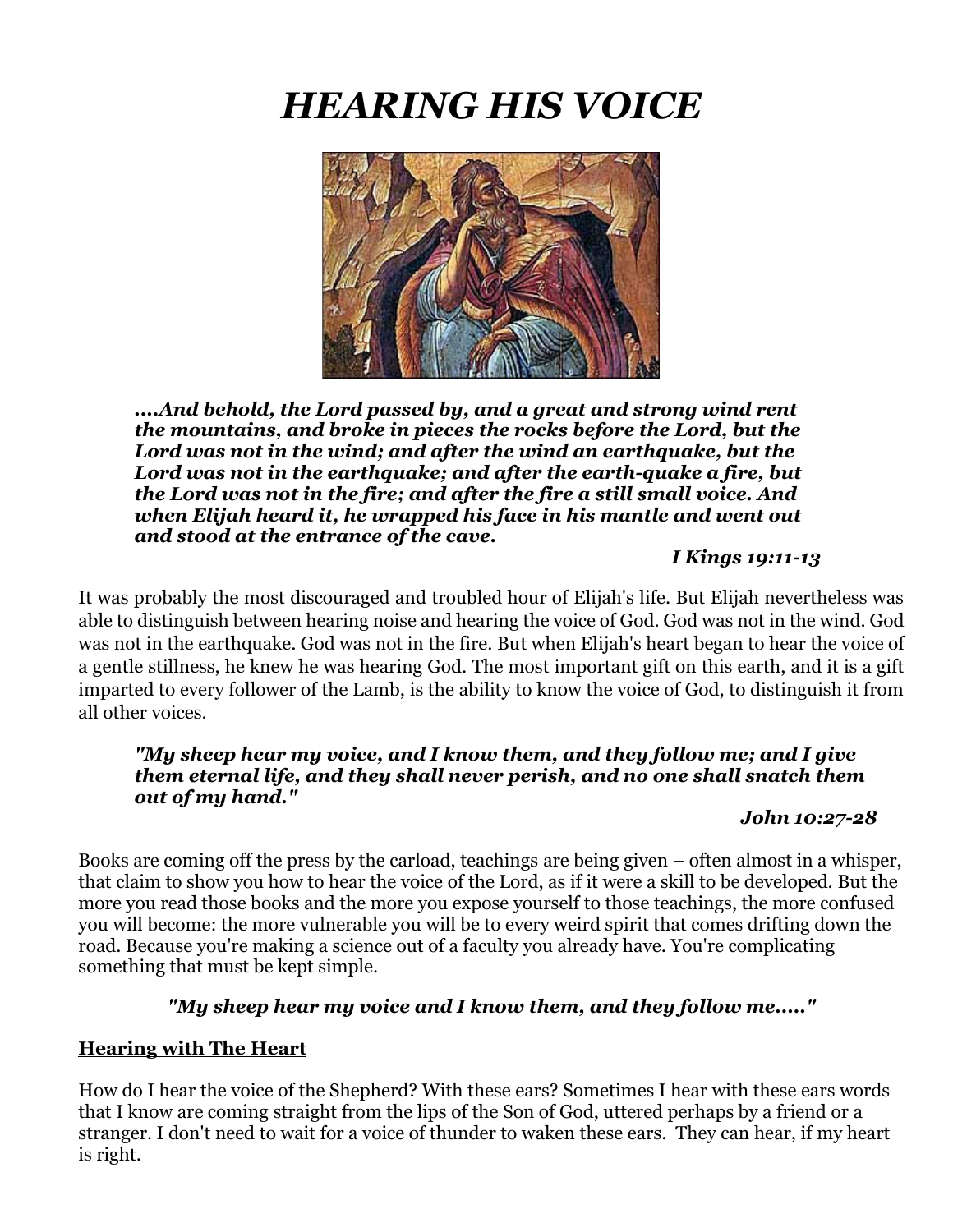# *HEARING HIS VOICE*

> ***....And behold, the Lord passed by, and a great and strong wind rent the mountains, and broke in pieces the rocks before the Lord, but the Lord was not in the wind; and after the wind an earthquake, but the Lord was not in the earthquake; and after the earth-quake a fire, but the Lord was not in the fire; and after the fire a still small voice. And when Elijah heard it, he wrapped his face in his mantle and went out and stood at the entrance of the cave.***
>
> ***I Kings 19:11-13***

It was probably the most discouraged and troubled hour of Elijah's life. But Elijah nevertheless was able to distinguish between hearing noise and hearing the voice of God. God was not in the wind. God was not in the earthquake. God was not in the fire. But when Elijah's heart began to hear the voice of a gentle stillness, he knew he was hearing God. The most important gift on this earth, and it is a gift imparted to every follower of the Lamb, is the ability to know the voice of God, to distinguish it from all other voices.

> ***"My sheep hear my voice, and I know them, and they follow me; and I give them eternal life, and they shall never perish, and no one shall snatch them out of my hand."***
>
> ***John 10:27-28***

Books are coming off the press by the carload, teachings are being given – often almost in a whisper, that claim to show you how to hear the voice of the Lord, as if it were a skill to be developed. But the more you read those books and the more you expose yourself to those teachings, the more confused you will become: the more vulnerable you will be to every weird spirit that comes drifting down the road. Because you're making a science out of a faculty you already have. You're complicating something that must be kept simple.

***"My sheep hear my voice and I know them, and they follow me....."***

**<u>Hearing with The Heart</u>**

How do I hear the voice of the Shepherd? With these ears? Sometimes I hear with these ears words that I know are coming straight from the lips of the Son of God, uttered perhaps by a friend or a stranger. I don't need to wait for a voice of thunder to waken these ears. They can hear, if my heart is right.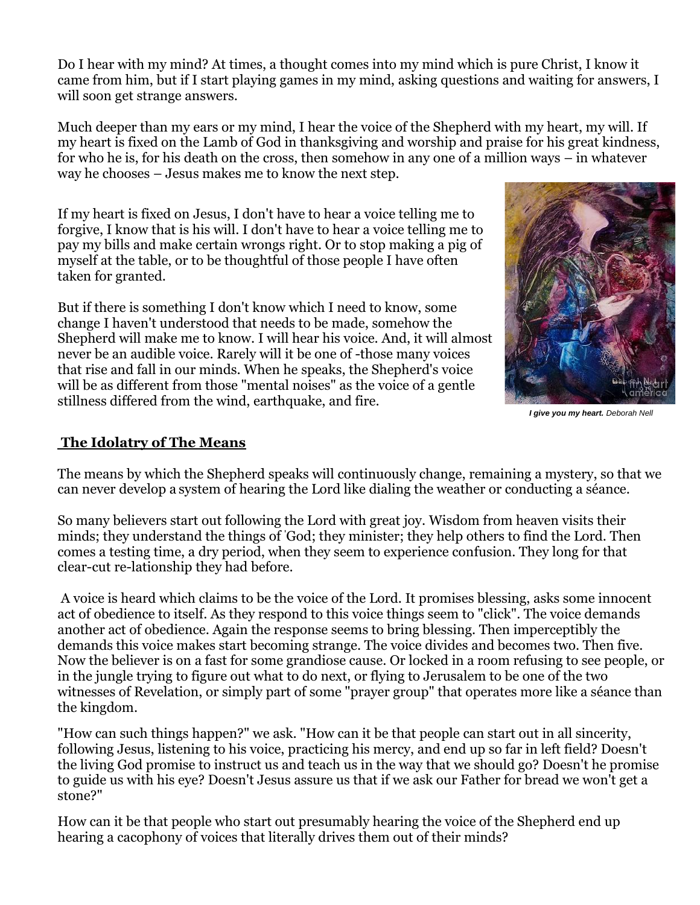Do I hear with my mind? At times, a thought comes into my mind which is pure Christ, I know it came from him, but if I start playing games in my mind, asking questions and waiting for answers, I will soon get strange answers.

Much deeper than my ears or my mind, I hear the voice of the Shepherd with my heart, my will. If my heart is fixed on the Lamb of God in thanksgiving and worship and praise for his great kindness, for who he is, for his death on the cross, then somehow in any one of a million ways – in whatever way he chooses – Jesus makes me to know the next step.

If my heart is fixed on Jesus, I don't have to hear a voice telling me to forgive, I know that is his will. I don't have to hear a voice telling me to pay my bills and make certain wrongs right. Or to stop making a pig of myself at the table, or to be thoughtful of those people I have often taken for granted.

But if there is something I don't know which I need to know, some change I haven't understood that needs to be made, somehow the Shepherd will make me to know. I will hear his voice. And, it will almost never be an audible voice. Rarely will it be one of -those many voices that rise and fall in our minds. When he speaks, the Shepherd's voice will be as different from those "mental noises" as the voice of a gentle stillness differed from the wind, earthquake, and fire.

***I give you my heart.*** *Deborah Nell*

## The Idolatry of The Means

The means by which the Shepherd speaks will continuously change, remaining a mystery, so that we can never develop a system of hearing the Lord like dialing the weather or conducting a séance.

So many believers start out following the Lord with great joy. Wisdom from heaven visits their minds; they understand the things of 'God; they minister; they help others to find the Lord. Then comes a testing time, a dry period, when they seem to experience confusion. They long for that clear-cut re-lationship they had before.

A voice is heard which claims to be the voice of the Lord. It promises blessing, asks some innocent act of obedience to itself. As they respond to this voice things seem to "click". The voice demands another act of obedience. Again the response seems to bring blessing. Then imperceptibly the demands this voice makes start becoming strange. The voice divides and becomes two. Then five. Now the believer is on a fast for some grandiose cause. Or locked in a room refusing to see people, or in the jungle trying to figure out what to do next, or flying to Jerusalem to be one of the two witnesses of Revelation, or simply part of some "prayer group" that operates more like a séance than the kingdom.

"How can such things happen?" we ask. "How can it be that people can start out in all sincerity, following Jesus, listening to his voice, practicing his mercy, and end up so far in left field? Doesn't the living God promise to instruct us and teach us in the way that we should go? Doesn't he promise to guide us with his eye? Doesn't Jesus assure us that if we ask our Father for bread we won't get a stone?"

How can it be that people who start out presumably hearing the voice of the Shepherd end up hearing a cacophony of voices that literally drives them out of their minds?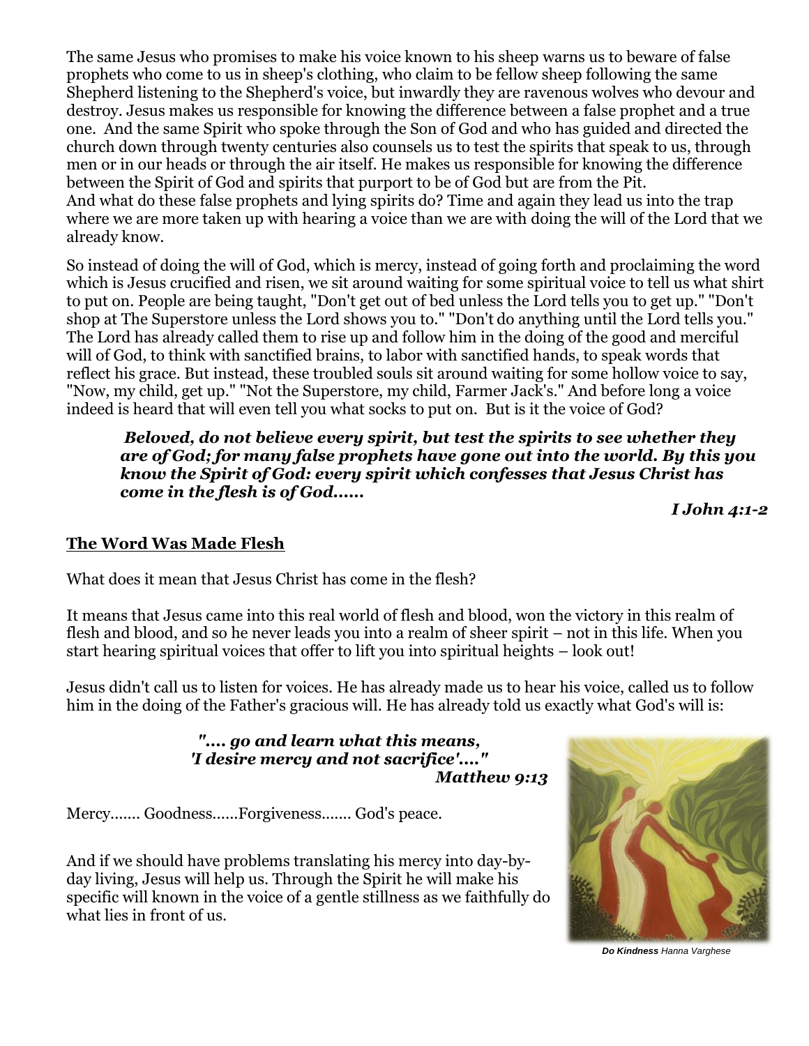The same Jesus who promises to make his voice known to his sheep warns us to beware of false prophets who come to us in sheep's clothing, who claim to be fellow sheep following the same Shepherd listening to the Shepherd's voice, but inwardly they are ravenous wolves who devour and destroy. Jesus makes us responsible for knowing the difference between a false prophet and a true one. And the same Spirit who spoke through the Son of God and who has guided and directed the church down through twenty centuries also counsels us to test the spirits that speak to us, through men or in our heads or through the air itself. He makes us responsible for knowing the difference between the Spirit of God and spirits that purport to be of God but are from the Pit.
And what do these false prophets and lying spirits do? Time and again they lead us into the trap where we are more taken up with hearing a voice than we are with doing the will of the Lord that we already know.

So instead of doing the will of God, which is mercy, instead of going forth and proclaiming the word which is Jesus crucified and risen, we sit around waiting for some spiritual voice to tell us what shirt to put on. People are being taught, "Don't get out of bed unless the Lord tells you to get up." "Don't shop at The Superstore unless the Lord shows you to." "Don't do anything until the Lord tells you." The Lord has already called them to rise up and follow him in the doing of the good and merciful will of God, to think with sanctified brains, to labor with sanctified hands, to speak words that reflect his grace. But instead, these troubled souls sit around waiting for some hollow voice to say, "Now, my child, get up." "Not the Superstore, my child, Farmer Jack's." And before long a voice indeed is heard that will even tell you what socks to put on. But is it the voice of God?

> ***Beloved, do not believe every spirit, but test the spirits to see whether they are of God; for many false prophets have gone out into the world. By this you know the Spirit of God: every spirit which confesses that Jesus Christ has come in the flesh is of God……***
>
> ***I John 4:1-2***

## The Word Was Made Flesh

What does it mean that Jesus Christ has come in the flesh?

It means that Jesus came into this real world of flesh and blood, won the victory in this realm of flesh and blood, and so he never leads you into a realm of sheer spirit – not in this life. When you start hearing spiritual voices that offer to lift you into spiritual heights – look out!

Jesus didn't call us to listen for voices. He has already made us to hear his voice, called us to follow him in the doing of the Father's gracious will. He has already told us exactly what God's will is:

> ***".... go and learn what this means,***
> ***'I desire mercy and not sacrifice'...."***
> ***Matthew 9:13***

Mercy……. Goodness……Forgiveness……. God's peace.

And if we should have problems translating his mercy into day-by-day living, Jesus will help us. Through the Spirit he will make his specific will known in the voice of a gentle stillness as we faithfully do what lies in front of us.

***Do Kindness*** *Hanna Varghese*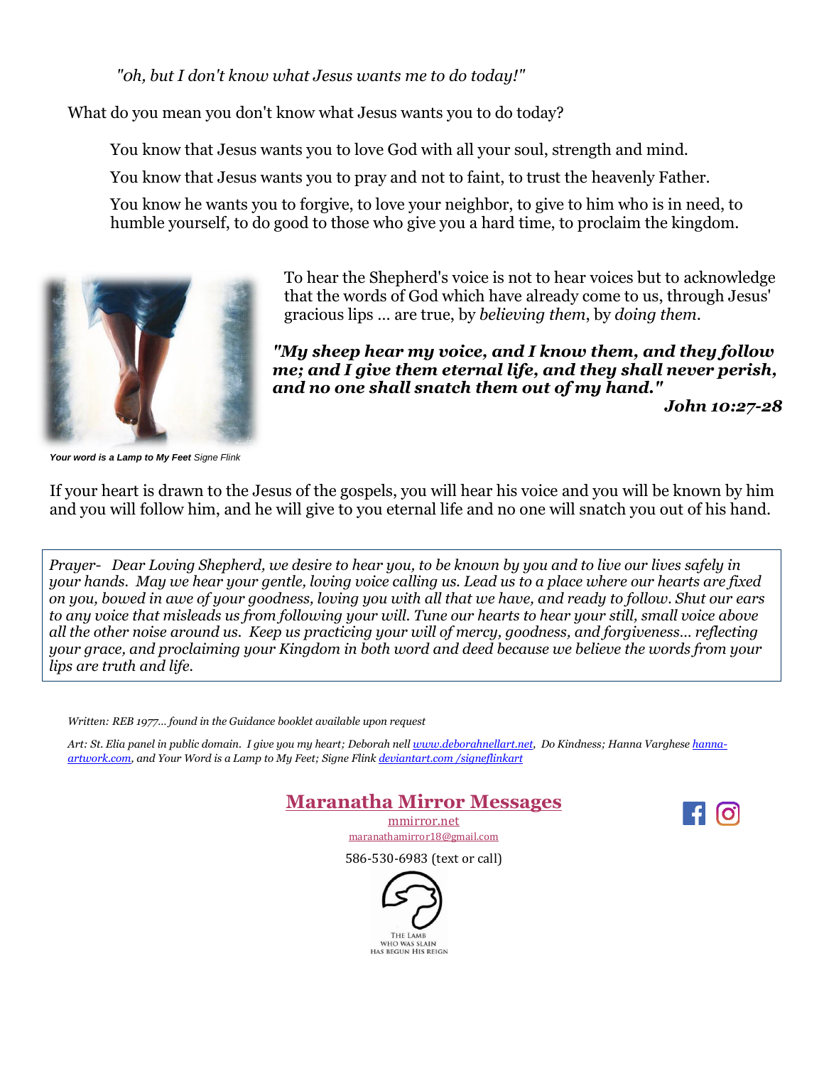*"oh, but I don't know what Jesus wants me to do today!"*

What do you mean you don't know what Jesus wants you to do today?

You know that Jesus wants you to love God with all your soul, strength and mind.

You know that Jesus wants you to pray and not to faint, to trust the heavenly Father.

You know he wants you to forgive, to love your neighbor, to give to him who is in need, to humble yourself, to do good to those who give you a hard time, to proclaim the kingdom.

To hear the Shepherd's voice is not to hear voices but to acknowledge that the words of God which have already come to us, through Jesus' gracious lips ... are true, by *believing them*, by *doing them*.

***"My sheep hear my voice, and I know them, and they follow me; and I give them eternal life, and they shall never perish, and no one shall snatch them out of my hand."***

***John 10:27-28***

***Your word is a Lamp to My Feet*** *Signe Flink*

If your heart is drawn to the Jesus of the gospels, you will hear his voice and you will be known by him and you will follow him, and he will give to you eternal life and no one will snatch you out of his hand.

*Prayer- Dear Loving Shepherd, we desire to hear you, to be known by you and to live our lives safely in your hands. May we hear your gentle, loving voice calling us. Lead us to a place where our hearts are fixed on you, bowed in awe of your goodness, loving you with all that we have, and ready to follow. Shut our ears to any voice that misleads us from following your will. Tune our hearts to hear your still, small voice above all the other noise around us. Keep us practicing your will of mercy, goodness, and forgiveness… reflecting your grace, and proclaiming your Kingdom in both word and deed because we believe the words from your lips are truth and life.*

*Written: REB 1977… found in the Guidance booklet available upon request*

*Art: St. Elia panel in public domain. I give you my heart; Deborah nell www.deborahnellart.net, Do Kindness; Hanna Varghese hanna-artwork.com, and Your Word is a Lamp to My Feet; Signe Flink deviantart.com /signeflinkart*

**Maranatha Mirror Messages**

mmirror.net

maranathamirror18@gmail.com

586-530-6983 (text or call)

THE LAMB WHO WAS SLAIN HAS BEGUN HIS REIGN